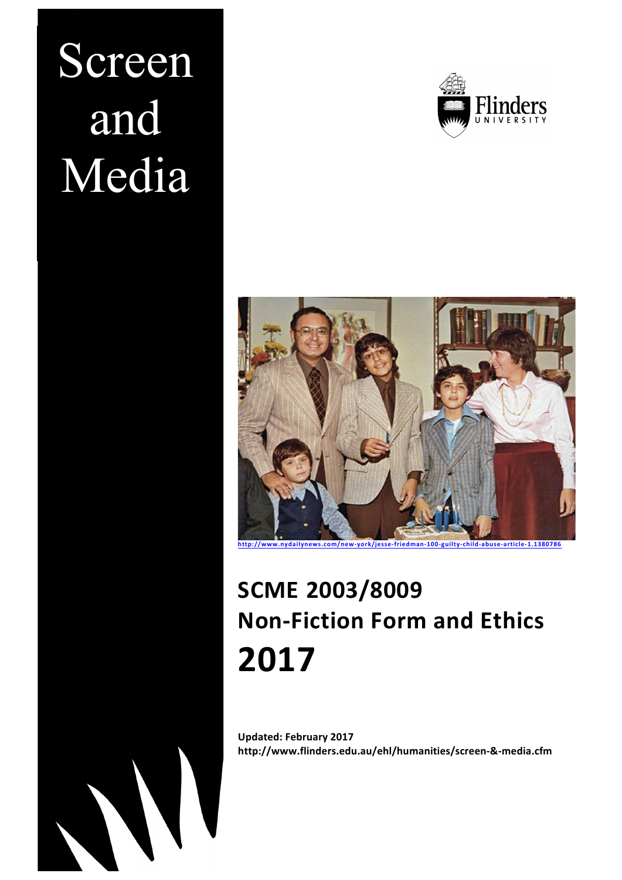Screen and Media

Flinders UNIVERSITY

http://www.nydailynews.com/new-york/jesse-friedman-100-guilty-child-abuse-article-1.1380786

# SCME 2003/8009
# Non-Fiction Form and Ethics
# 2017

**Updated: February 2017**
**http://www.flinders.edu.au/ehl/humanities/screen-&-media.cfm**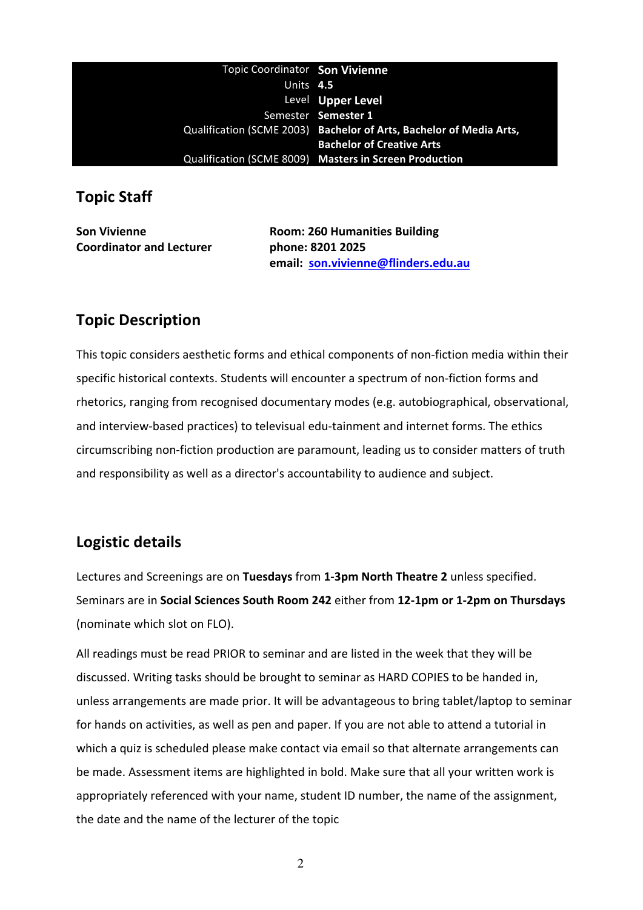| | |
|---|---|
| Topic Coordinator | **Son Vivienne** |
| Units | **4.5** |
| Level | **Upper Level** |
| Semester | **Semester 1** |
| Qualification (SCME 2003) | **Bachelor of Arts, Bachelor of Media Arts, Bachelor of Creative Arts** |
| Qualification (SCME 8009) | **Masters in Screen Production** |

## Topic Staff

**Son Vivienne**
**Coordinator and Lecturer**

**Room: 260 Humanities Building**
**phone: 8201 2025**
**email: son.vivienne@flinders.edu.au**

## Topic Description

This topic considers aesthetic forms and ethical components of non-fiction media within their specific historical contexts. Students will encounter a spectrum of non-fiction forms and rhetorics, ranging from recognised documentary modes (e.g. autobiographical, observational, and interview-based practices) to televisual edu-tainment and internet forms. The ethics circumscribing non-fiction production are paramount, leading us to consider matters of truth and responsibility as well as a director's accountability to audience and subject.

## Logistic details

Lectures and Screenings are on **Tuesdays** from **1-3pm North Theatre 2** unless specified. Seminars are in **Social Sciences South Room 242** either from **12-1pm or 1-2pm on Thursdays** (nominate which slot on FLO).

All readings must be read PRIOR to seminar and are listed in the week that they will be discussed. Writing tasks should be brought to seminar as HARD COPIES to be handed in, unless arrangements are made prior. It will be advantageous to bring tablet/laptop to seminar for hands on activities, as well as pen and paper. If you are not able to attend a tutorial in which a quiz is scheduled please make contact via email so that alternate arrangements can be made. Assessment items are highlighted in bold. Make sure that all your written work is appropriately referenced with your name, student ID number, the name of the assignment, the date and the name of the lecturer of the topic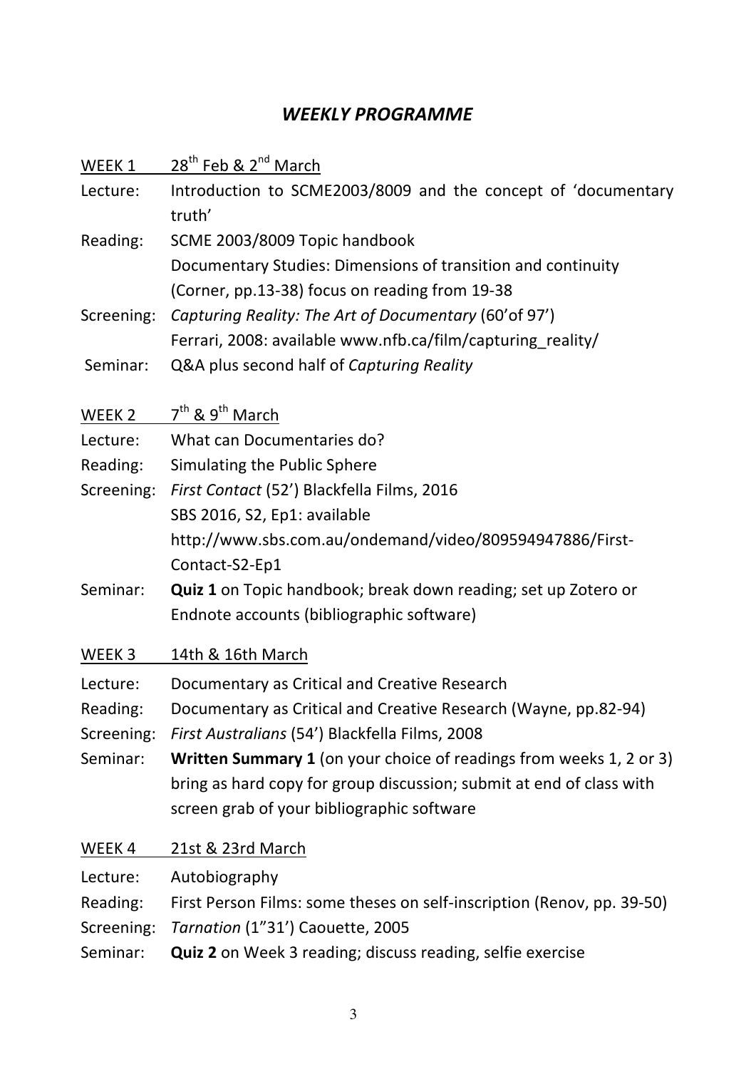# *WEEKLY PROGRAMME*

<u>WEEK 1 28th Feb & 2nd March</u>

Lecture: Introduction to SCME2003/8009 and the concept of 'documentary truth'

Reading: SCME 2003/8009 Topic handbook
Documentary Studies: Dimensions of transition and continuity (Corner, pp.13-38) focus on reading from 19-38

Screening: *Capturing Reality: The Art of Documentary* (60'of 97')
Ferrari, 2008: available www.nfb.ca/film/capturing_reality/

Seminar: Q&A plus second half of *Capturing Reality*

<u>WEEK 2 7th & 9th March</u>

Lecture: What can Documentaries do?

Reading: Simulating the Public Sphere

Screening: *First Contact* (52') Blackfella Films, 2016
SBS 2016, S2, Ep1: available http://www.sbs.com.au/ondemand/video/809594947886/First-Contact-S2-Ep1

Seminar: **Quiz 1** on Topic handbook; break down reading; set up Zotero or Endnote accounts (bibliographic software)

<u>WEEK 3 14th & 16th March</u>

Lecture: Documentary as Critical and Creative Research

Reading: Documentary as Critical and Creative Research (Wayne, pp.82-94)

Screening: *First Australians* (54') Blackfella Films, 2008

Seminar: **Written Summary 1** (on your choice of readings from weeks 1, 2 or 3) bring as hard copy for group discussion; submit at end of class with screen grab of your bibliographic software

<u>WEEK 4 21st & 23rd March</u>

Lecture: Autobiography

Reading: First Person Films: some theses on self-inscription (Renov, pp. 39-50)

Screening: *Tarnation* (1"31') Caouette, 2005

Seminar: **Quiz 2** on Week 3 reading; discuss reading, selfie exercise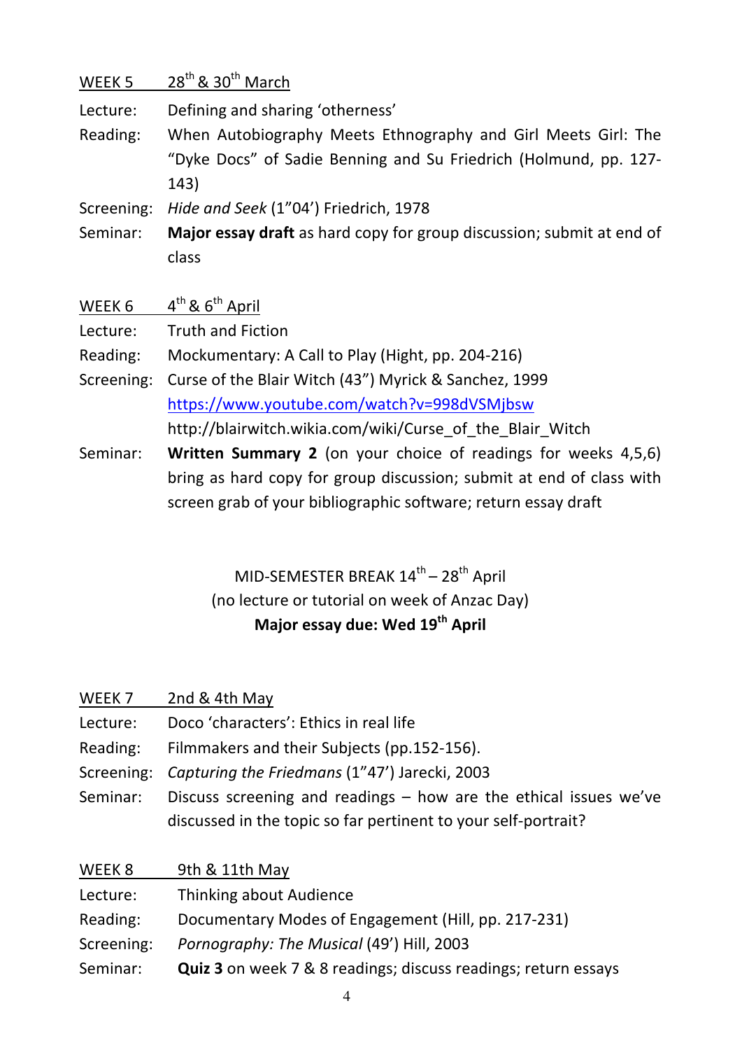WEEK 5    28th & 30th March

Lecture: Defining and sharing 'otherness'

Reading: When Autobiography Meets Ethnography and Girl Meets Girl: The "Dyke Docs" of Sadie Benning and Su Friedrich (Holmund, pp. 127-143)

Screening: *Hide and Seek* (1"04') Friedrich, 1978

Seminar: **Major essay draft** as hard copy for group discussion; submit at end of class

WEEK 6    4th & 6th April

Lecture: Truth and Fiction

Reading: Mockumentary: A Call to Play (Hight, pp. 204-216)

Screening: Curse of the Blair Witch (43") Myrick & Sanchez, 1999
https://www.youtube.com/watch?v=998dVSMjbsw
http://blairwitch.wikia.com/wiki/Curse_of_the_Blair_Witch

Seminar: **Written Summary 2** (on your choice of readings for weeks 4,5,6) bring as hard copy for group discussion; submit at end of class with screen grab of your bibliographic software; return essay draft

MID-SEMESTER BREAK 14th – 28th April
(no lecture or tutorial on week of Anzac Day)
**Major essay due: Wed 19th April**

WEEK 7    2nd & 4th May

Lecture: Doco 'characters': Ethics in real life

Reading: Filmmakers and their Subjects (pp.152-156).

Screening: *Capturing the Friedmans* (1"47') Jarecki, 2003

Seminar: Discuss screening and readings – how are the ethical issues we've discussed in the topic so far pertinent to your self-portrait?

WEEK 8    9th & 11th May

Lecture: Thinking about Audience

Reading: Documentary Modes of Engagement (Hill, pp. 217-231)

Screening: *Pornography: The Musical* (49') Hill, 2003

Seminar: **Quiz 3** on week 7 & 8 readings; discuss readings; return essays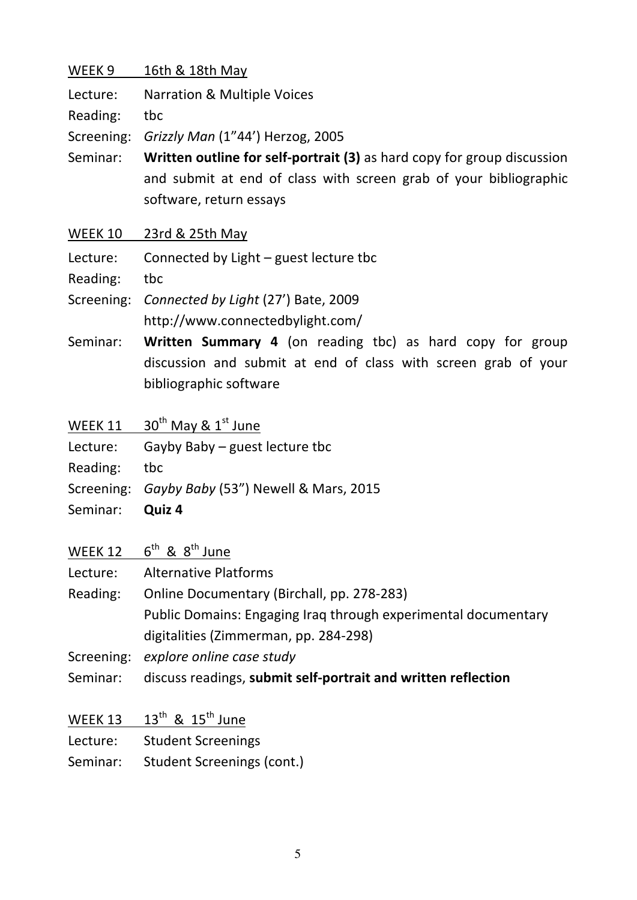WEEK 9 16th & 18th May

Lecture: Narration & Multiple Voices

Reading: tbc

Screening: *Grizzly Man* (1"44') Herzog, 2005

Seminar: **Written outline for self-portrait (3)** as hard copy for group discussion and submit at end of class with screen grab of your bibliographic software, return essays

WEEK 10 23rd & 25th May

Lecture: Connected by Light – guest lecture tbc

Reading: tbc

Screening: *Connected by Light* (27') Bate, 2009
http://www.connectedbylight.com/

Seminar: **Written Summary 4** (on reading tbc) as hard copy for group discussion and submit at end of class with screen grab of your bibliographic software

WEEK 11 30th May & 1st June

Lecture: Gayby Baby – guest lecture tbc

Reading: tbc

Screening: *Gayby Baby* (53") Newell & Mars, 2015

Seminar: **Quiz 4**

WEEK 12 6th & 8th June

Lecture: Alternative Platforms

Reading: Online Documentary (Birchall, pp. 278-283)
Public Domains: Engaging Iraq through experimental documentary digitalities (Zimmerman, pp. 284-298)

Screening: *explore online case study*

Seminar: discuss readings, **submit self-portrait and written reflection**

WEEK 13 13th & 15th June

Lecture: Student Screenings

Seminar: Student Screenings (cont.)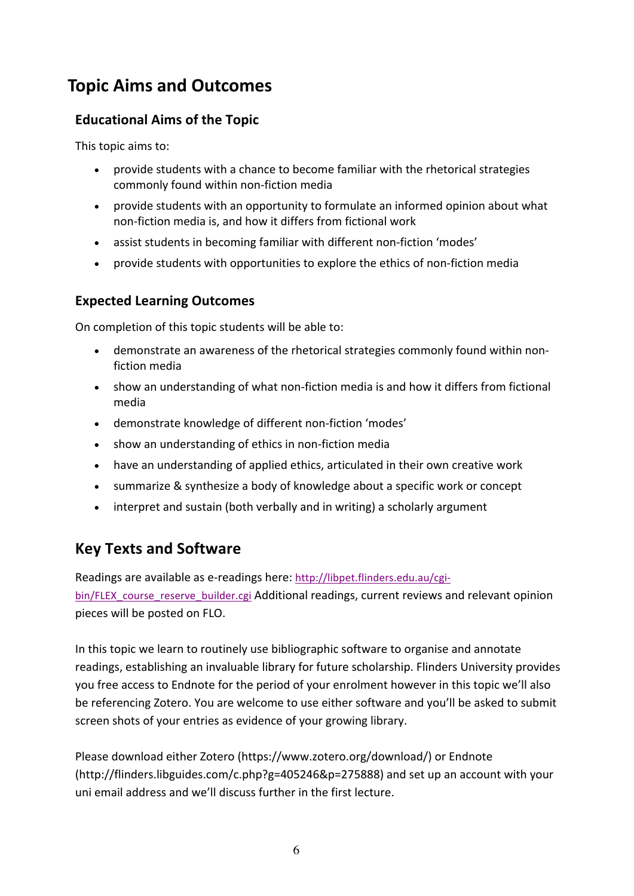# Topic Aims and Outcomes

## Educational Aims of the Topic

This topic aims to:

- provide students with a chance to become familiar with the rhetorical strategies commonly found within non-fiction media
- provide students with an opportunity to formulate an informed opinion about what non-fiction media is, and how it differs from fictional work
- assist students in becoming familiar with different non-fiction 'modes'
- provide students with opportunities to explore the ethics of non-fiction media

## Expected Learning Outcomes

On completion of this topic students will be able to:

- demonstrate an awareness of the rhetorical strategies commonly found within non-fiction media
- show an understanding of what non-fiction media is and how it differs from fictional media
- demonstrate knowledge of different non-fiction 'modes'
- show an understanding of ethics in non-fiction media
- have an understanding of applied ethics, articulated in their own creative work
- summarize & synthesize a body of knowledge about a specific work or concept
- interpret and sustain (both verbally and in writing) a scholarly argument

# Key Texts and Software

Readings are available as e-readings here: http://libpet.flinders.edu.au/cgi-bin/FLEX_course_reserve_builder.cgi Additional readings, current reviews and relevant opinion pieces will be posted on FLO.

In this topic we learn to routinely use bibliographic software to organise and annotate readings, establishing an invaluable library for future scholarship. Flinders University provides you free access to Endnote for the period of your enrolment however in this topic we'll also be referencing Zotero. You are welcome to use either software and you'll be asked to submit screen shots of your entries as evidence of your growing library.

Please download either Zotero (https://www.zotero.org/download/) or Endnote (http://flinders.libguides.com/c.php?g=405246&p=275888) and set up an account with your uni email address and we'll discuss further in the first lecture.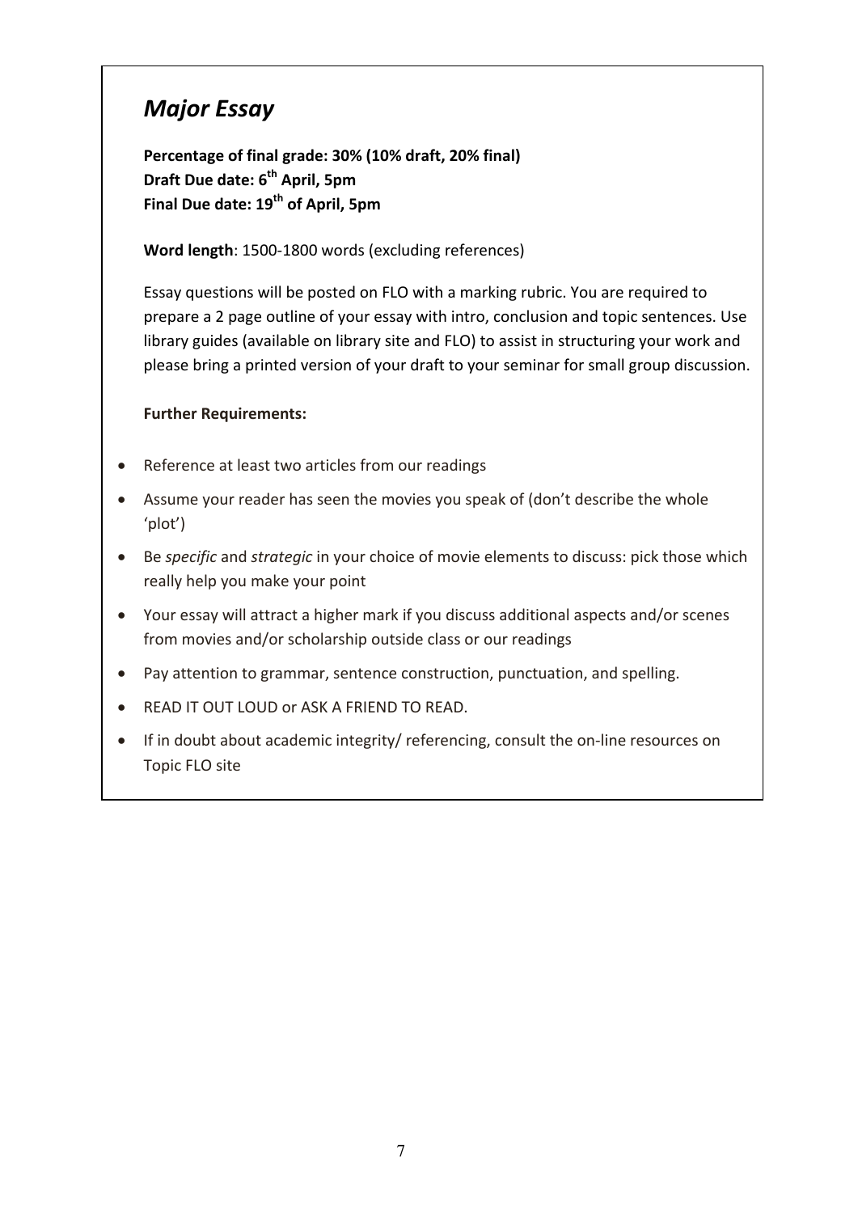## *Major Essay*

**Percentage of final grade: 30% (10% draft, 20% final)**
**Draft Due date: 6th April, 5pm**
**Final Due date: 19th of April, 5pm**

**Word length**: 1500-1800 words (excluding references)

Essay questions will be posted on FLO with a marking rubric. You are required to prepare a 2 page outline of your essay with intro, conclusion and topic sentences. Use library guides (available on library site and FLO) to assist in structuring your work and please bring a printed version of your draft to your seminar for small group discussion.

**Further Requirements:**

- Reference at least two articles from our readings
- Assume your reader has seen the movies you speak of (don't describe the whole 'plot')
- Be *specific* and *strategic* in your choice of movie elements to discuss: pick those which really help you make your point
- Your essay will attract a higher mark if you discuss additional aspects and/or scenes from movies and/or scholarship outside class or our readings
- Pay attention to grammar, sentence construction, punctuation, and spelling.
- READ IT OUT LOUD or ASK A FRIEND TO READ.
- If in doubt about academic integrity/ referencing, consult the on-line resources on Topic FLO site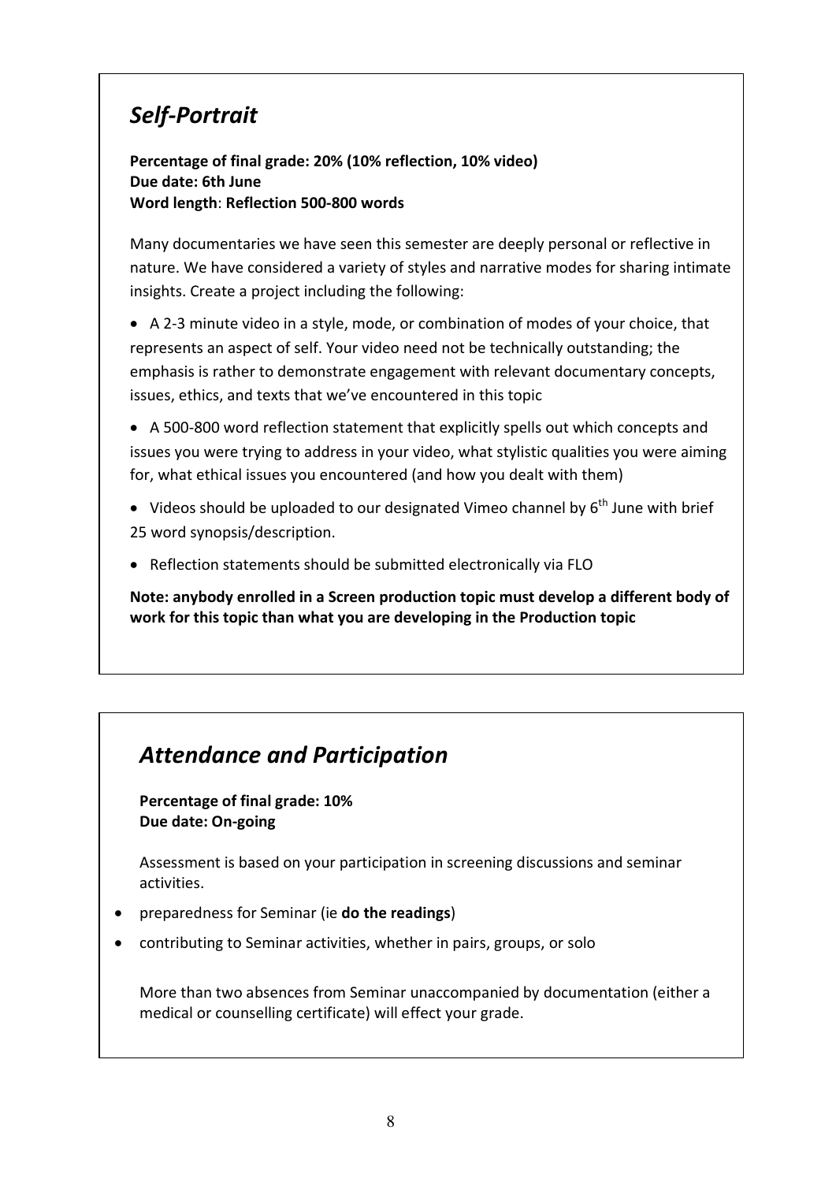## *Self-Portrait*

**Percentage of final grade: 20% (10% reflection, 10% video)**
**Due date: 6th June**
**Word length**: **Reflection 500-800 words**

Many documentaries we have seen this semester are deeply personal or reflective in nature. We have considered a variety of styles and narrative modes for sharing intimate insights. Create a project including the following:

- A 2-3 minute video in a style, mode, or combination of modes of your choice, that represents an aspect of self. Your video need not be technically outstanding; the emphasis is rather to demonstrate engagement with relevant documentary concepts, issues, ethics, and texts that we've encountered in this topic
- A 500-800 word reflection statement that explicitly spells out which concepts and issues you were trying to address in your video, what stylistic qualities you were aiming for, what ethical issues you encountered (and how you dealt with them)
- Videos should be uploaded to our designated Vimeo channel by 6th June with brief 25 word synopsis/description.
- Reflection statements should be submitted electronically via FLO

**Note: anybody enrolled in a Screen production topic must develop a different body of work for this topic than what you are developing in the Production topic**

## *Attendance and Participation*

**Percentage of final grade: 10%**
**Due date: On-going**

Assessment is based on your participation in screening discussions and seminar activities.

- preparedness for Seminar (ie **do the readings**)
- contributing to Seminar activities, whether in pairs, groups, or solo

More than two absences from Seminar unaccompanied by documentation (either a medical or counselling certificate) will effect your grade.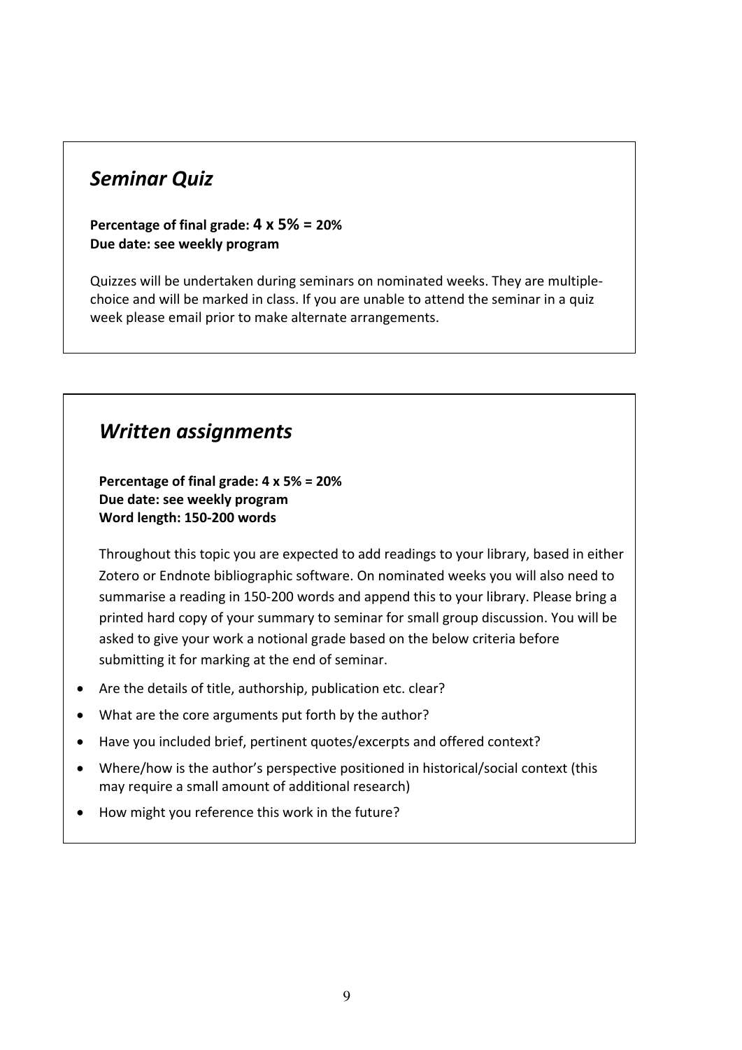## *Seminar Quiz*

**Percentage of final grade: 4 x 5% = 20%**
**Due date: see weekly program**

Quizzes will be undertaken during seminars on nominated weeks. They are multiple-choice and will be marked in class. If you are unable to attend the seminar in a quiz week please email prior to make alternate arrangements.

## *Written assignments*

**Percentage of final grade: 4 x 5% = 20%**
**Due date: see weekly program**
**Word length: 150-200 words**

Throughout this topic you are expected to add readings to your library, based in either Zotero or Endnote bibliographic software. On nominated weeks you will also need to summarise a reading in 150-200 words and append this to your library. Please bring a printed hard copy of your summary to seminar for small group discussion. You will be asked to give your work a notional grade based on the below criteria before submitting it for marking at the end of seminar.

- Are the details of title, authorship, publication etc. clear?
- What are the core arguments put forth by the author?
- Have you included brief, pertinent quotes/excerpts and offered context?
- Where/how is the author's perspective positioned in historical/social context (this may require a small amount of additional research)
- How might you reference this work in the future?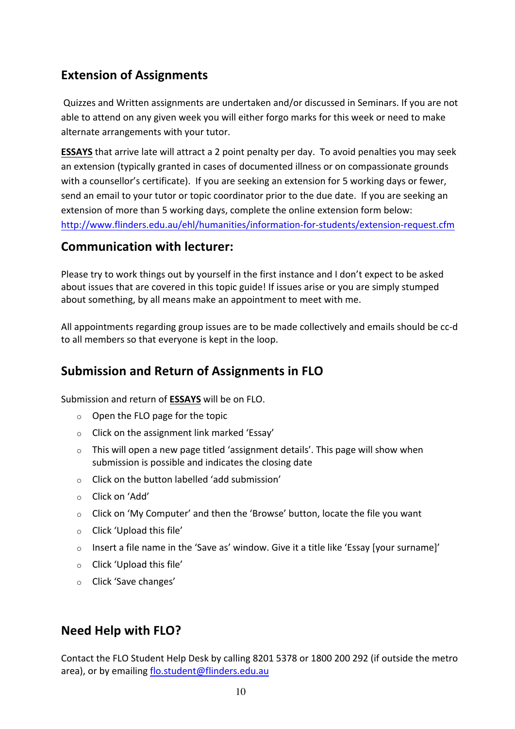## Extension of Assignments

Quizzes and Written assignments are undertaken and/or discussed in Seminars. If you are not able to attend on any given week you will either forgo marks for this week or need to make alternate arrangements with your tutor.

**ESSAYS** that arrive late will attract a 2 point penalty per day. To avoid penalties you may seek an extension (typically granted in cases of documented illness or on compassionate grounds with a counsellor's certificate). If you are seeking an extension for 5 working days or fewer, send an email to your tutor or topic coordinator prior to the due date. If you are seeking an extension of more than 5 working days, complete the online extension form below: http://www.flinders.edu.au/ehl/humanities/information-for-students/extension-request.cfm

## Communication with lecturer:

Please try to work things out by yourself in the first instance and I don't expect to be asked about issues that are covered in this topic guide! If issues arise or you are simply stumped about something, by all means make an appointment to meet with me.

All appointments regarding group issues are to be made collectively and emails should be cc-d to all members so that everyone is kept in the loop.

## Submission and Return of Assignments in FLO

Submission and return of **ESSAYS** will be on FLO.

- Open the FLO page for the topic
- Click on the assignment link marked 'Essay'
- This will open a new page titled 'assignment details'. This page will show when submission is possible and indicates the closing date
- Click on the button labelled 'add submission'
- Click on 'Add'
- Click on 'My Computer' and then the 'Browse' button, locate the file you want
- Click 'Upload this file'
- Insert a file name in the 'Save as' window. Give it a title like 'Essay [your surname]'
- Click 'Upload this file'
- Click 'Save changes'

## Need Help with FLO?

Contact the FLO Student Help Desk by calling 8201 5378 or 1800 200 292 (if outside the metro area), or by emailing flo.student@flinders.edu.au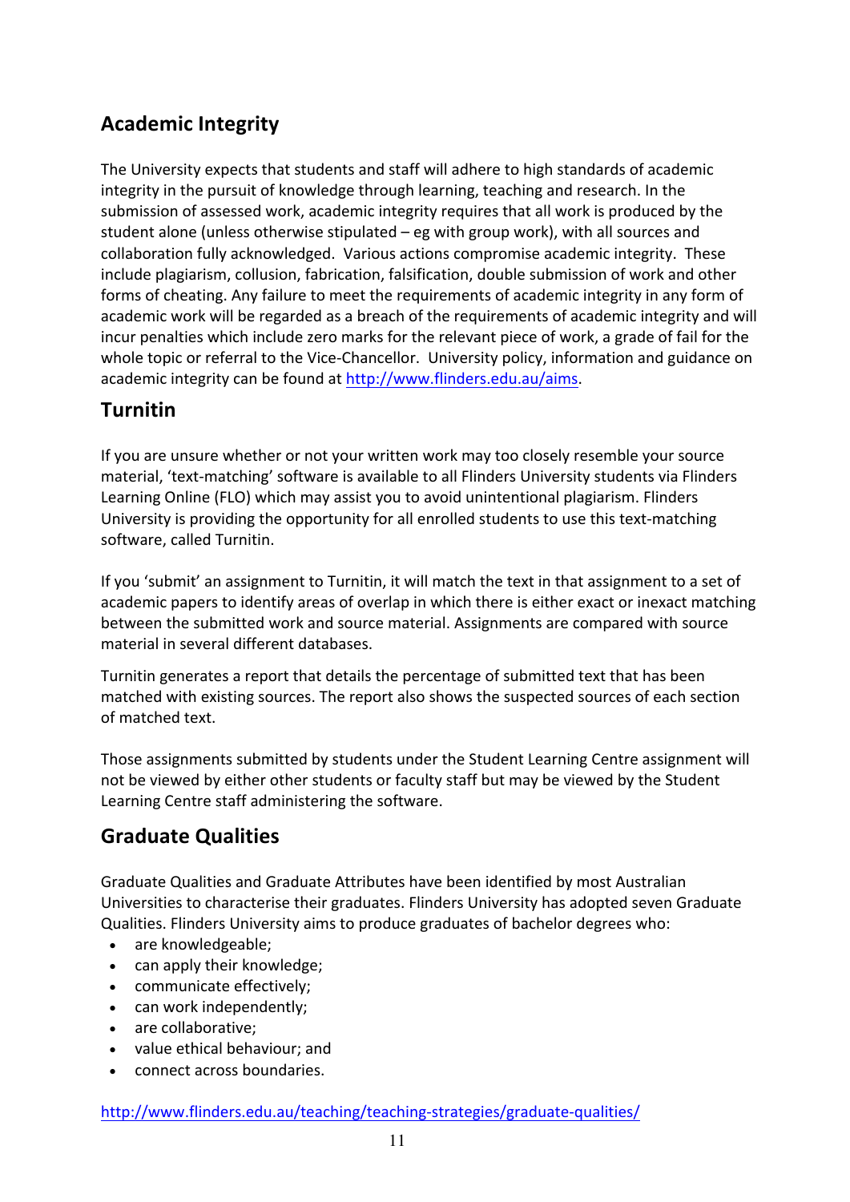## Academic Integrity

The University expects that students and staff will adhere to high standards of academic integrity in the pursuit of knowledge through learning, teaching and research. In the submission of assessed work, academic integrity requires that all work is produced by the student alone (unless otherwise stipulated – eg with group work), with all sources and collaboration fully acknowledged. Various actions compromise academic integrity. These include plagiarism, collusion, fabrication, falsification, double submission of work and other forms of cheating. Any failure to meet the requirements of academic integrity in any form of academic work will be regarded as a breach of the requirements of academic integrity and will incur penalties which include zero marks for the relevant piece of work, a grade of fail for the whole topic or referral to the Vice-Chancellor. University policy, information and guidance on academic integrity can be found at http://www.flinders.edu.au/aims.

## Turnitin

If you are unsure whether or not your written work may too closely resemble your source material, 'text-matching' software is available to all Flinders University students via Flinders Learning Online (FLO) which may assist you to avoid unintentional plagiarism. Flinders University is providing the opportunity for all enrolled students to use this text-matching software, called Turnitin.

If you 'submit' an assignment to Turnitin, it will match the text in that assignment to a set of academic papers to identify areas of overlap in which there is either exact or inexact matching between the submitted work and source material. Assignments are compared with source material in several different databases.

Turnitin generates a report that details the percentage of submitted text that has been matched with existing sources. The report also shows the suspected sources of each section of matched text.

Those assignments submitted by students under the Student Learning Centre assignment will not be viewed by either other students or faculty staff but may be viewed by the Student Learning Centre staff administering the software.

## Graduate Qualities

Graduate Qualities and Graduate Attributes have been identified by most Australian Universities to characterise their graduates. Flinders University has adopted seven Graduate Qualities. Flinders University aims to produce graduates of bachelor degrees who:

- are knowledgeable;
- can apply their knowledge;
- communicate effectively;
- can work independently;
- are collaborative;
- value ethical behaviour; and
- connect across boundaries.

http://www.flinders.edu.au/teaching/teaching-strategies/graduate-qualities/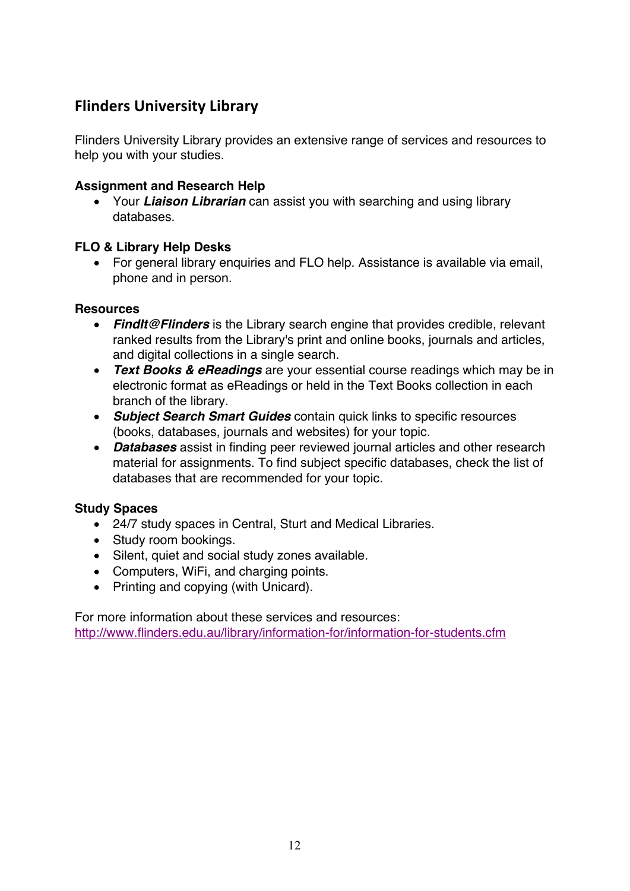## Flinders University Library

Flinders University Library provides an extensive range of services and resources to help you with your studies.

**Assignment and Research Help**

- Your ***Liaison Librarian*** can assist you with searching and using library databases.

**FLO & Library Help Desks**

- For general library enquiries and FLO help. Assistance is available via email, phone and in person.

**Resources**

- ***FindIt@Flinders*** is the Library search engine that provides credible, relevant ranked results from the Library's print and online books, journals and articles, and digital collections in a single search.
- ***Text Books & eReadings*** are your essential course readings which may be in electronic format as eReadings or held in the Text Books collection in each branch of the library.
- ***Subject Search Smart Guides*** contain quick links to specific resources (books, databases, journals and websites) for your topic.
- ***Databases*** assist in finding peer reviewed journal articles and other research material for assignments. To find subject specific databases, check the list of databases that are recommended for your topic.

**Study Spaces**

- 24/7 study spaces in Central, Sturt and Medical Libraries.
- Study room bookings.
- Silent, quiet and social study zones available.
- Computers, WiFi, and charging points.
- Printing and copying (with Unicard).

For more information about these services and resources:
http://www.flinders.edu.au/library/information-for/information-for-students.cfm